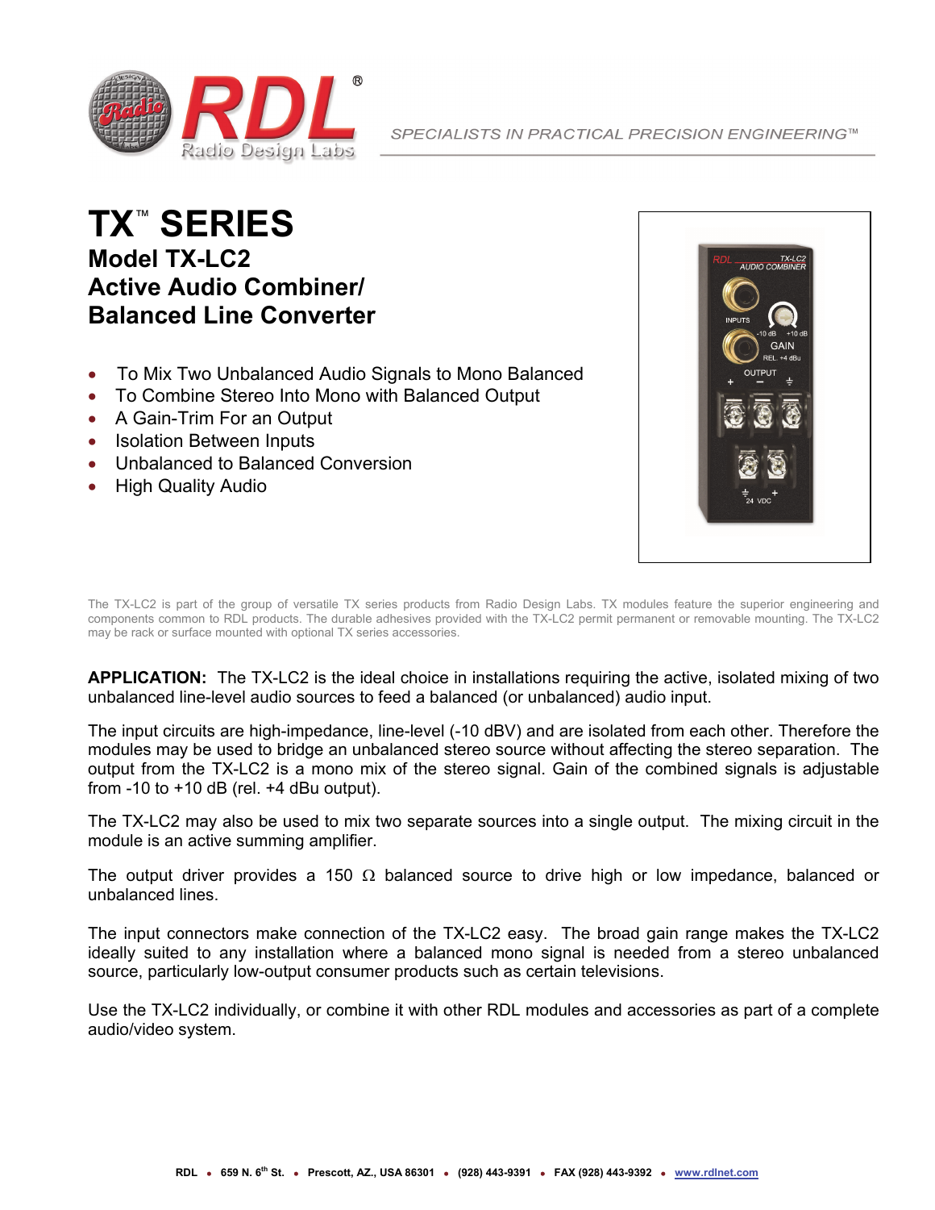SPECIALISTS IN PRACTICAL PRECISION ENGINEERING™

# TX™ SERIES

## Model TX-LC2
## Active Audio Combiner/
## Balanced Line Converter

- To Mix Two Unbalanced Audio Signals to Mono Balanced
- To Combine Stereo Into Mono with Balanced Output
- A Gain-Trim For an Output
- Isolation Between Inputs
- Unbalanced to Balanced Conversion
- High Quality Audio

The TX-LC2 is part of the group of versatile TX series products from Radio Design Labs. TX modules feature the superior engineering and components common to RDL products. The durable adhesives provided with the TX-LC2 permit permanent or removable mounting. The TX-LC2 may be rack or surface mounted with optional TX series accessories.

**APPLICATION:** The TX-LC2 is the ideal choice in installations requiring the active, isolated mixing of two unbalanced line-level audio sources to feed a balanced (or unbalanced) audio input.

The input circuits are high-impedance, line-level (-10 dBV) and are isolated from each other. Therefore the modules may be used to bridge an unbalanced stereo source without affecting the stereo separation. The output from the TX-LC2 is a mono mix of the stereo signal. Gain of the combined signals is adjustable from -10 to +10 dB (rel. +4 dBu output).

The TX-LC2 may also be used to mix two separate sources into a single output. The mixing circuit in the module is an active summing amplifier.

The output driver provides a 150 Ω balanced source to drive high or low impedance, balanced or unbalanced lines.

The input connectors make connection of the TX-LC2 easy. The broad gain range makes the TX-LC2 ideally suited to any installation where a balanced mono signal is needed from a stereo unbalanced source, particularly low-output consumer products such as certain televisions.

Use the TX-LC2 individually, or combine it with other RDL modules and accessories as part of a complete audio/video system.

RDL • 659 N. 6th St. • Prescott, AZ., USA 86301 • (928) 443-9391 • FAX (928) 443-9392 • www.rdlnet.com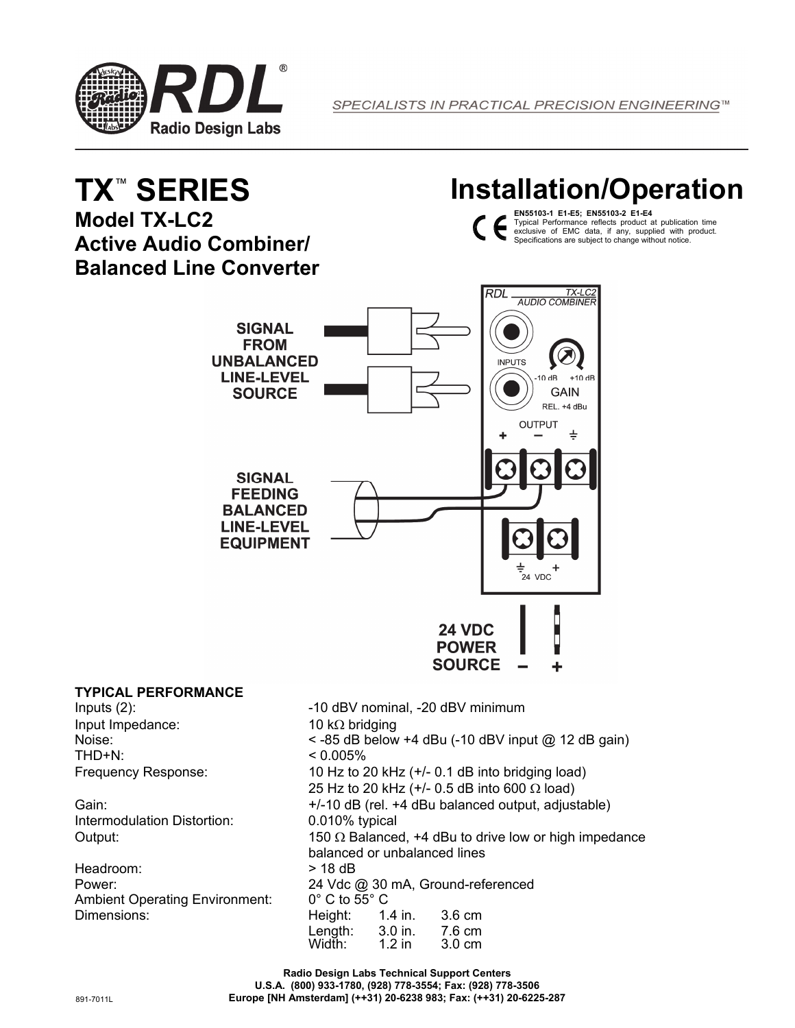# TX™ SERIES

## Installation/Operation

### Model TX-LC2
### Active Audio Combiner/
### Balanced Line Converter

**EN55103-1 E1-E5; EN55103-2 E1-E4**
Typical Performance reflects product at publication time exclusive of EMC data, if any, supplied with product. Specifications are subject to change without notice.

SIGNAL FROM UNBALANCED LINE-LEVEL SOURCE

SIGNAL FEEDING BALANCED LINE-LEVEL EQUIPMENT

24 VDC POWER SOURCE – +

RDL TX-LC2 AUDIO COMBINER

INPUTS

-10 dB +10 dB GAIN REL. +4 dBu

OUTPUT + – ⏚

⏚ + 24 VDC

**TYPICAL PERFORMANCE**

| | |
|---|---|
| Inputs (2): | -10 dBV nominal, -20 dBV minimum |
| Input Impedance: | 10 kΩ bridging |
| Noise: | < -85 dB below +4 dBu (-10 dBV input @ 12 dB gain) |
| THD+N: | < 0.005% |
| Frequency Response: | 10 Hz to 20 kHz (+/- 0.1 dB into bridging load)<br>25 Hz to 20 kHz (+/- 0.5 dB into 600 Ω load) |
| Gain: | +/-10 dB (rel. +4 dBu balanced output, adjustable) |
| Intermodulation Distortion: | 0.010% typical |
| Output: | 150 Ω Balanced, +4 dBu to drive low or high impedance balanced or unbalanced lines |
| Headroom: | > 18 dB |
| Power: | 24 Vdc @ 30 mA, Ground-referenced |
| Ambient Operating Environment: | 0° C to 55° C |
| Dimensions: | Height: 1.4 in. 3.6 cm<br>Length: 3.0 in. 7.6 cm<br>Width: 1.2 in 3.0 cm |

**Radio Design Labs Technical Support Centers**
**U.S.A. (800) 933-1780, (928) 778-3554; Fax: (928) 778-3506**
**Europe [NH Amsterdam] (++31) 20-6238 983; Fax: (++31) 20-6225-287**

891-7011L